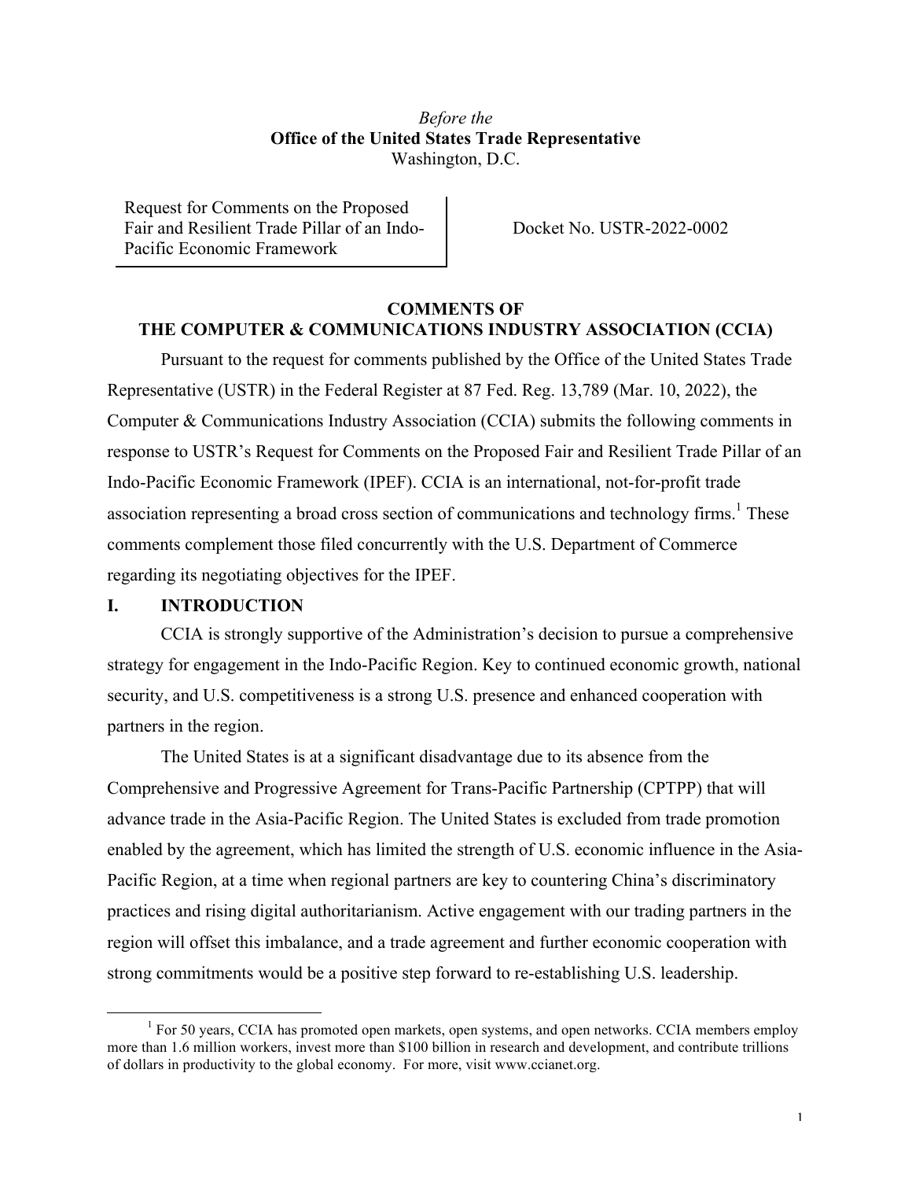*Before the*
**Office of the United States Trade Representative**
Washington, D.C.

| Request for Comments on the Proposed Fair and Resilient Trade Pillar of an Indo-Pacific Economic Framework | Docket No. USTR-2022-0002 |
|---|---|

**COMMENTS OF**
**THE COMPUTER & COMMUNICATIONS INDUSTRY ASSOCIATION (CCIA)**

Pursuant to the request for comments published by the Office of the United States Trade Representative (USTR) in the Federal Register at 87 Fed. Reg. 13,789 (Mar. 10, 2022), the Computer & Communications Industry Association (CCIA) submits the following comments in response to USTR's Request for Comments on the Proposed Fair and Resilient Trade Pillar of an Indo-Pacific Economic Framework (IPEF). CCIA is an international, not-for-profit trade association representing a broad cross section of communications and technology firms.[1] These comments complement those filed concurrently with the U.S. Department of Commerce regarding its negotiating objectives for the IPEF.

## I. INTRODUCTION

CCIA is strongly supportive of the Administration's decision to pursue a comprehensive strategy for engagement in the Indo-Pacific Region. Key to continued economic growth, national security, and U.S. competitiveness is a strong U.S. presence and enhanced cooperation with partners in the region.

The United States is at a significant disadvantage due to its absence from the Comprehensive and Progressive Agreement for Trans-Pacific Partnership (CPTPP) that will advance trade in the Asia-Pacific Region. The United States is excluded from trade promotion enabled by the agreement, which has limited the strength of U.S. economic influence in the Asia-Pacific Region, at a time when regional partners are key to countering China's discriminatory practices and rising digital authoritarianism. Active engagement with our trading partners in the region will offset this imbalance, and a trade agreement and further economic cooperation with strong commitments would be a positive step forward to re-establishing U.S. leadership.

[1] For 50 years, CCIA has promoted open markets, open systems, and open networks. CCIA members employ more than 1.6 million workers, invest more than $100 billion in research and development, and contribute trillions of dollars in productivity to the global economy. For more, visit www.ccianet.org.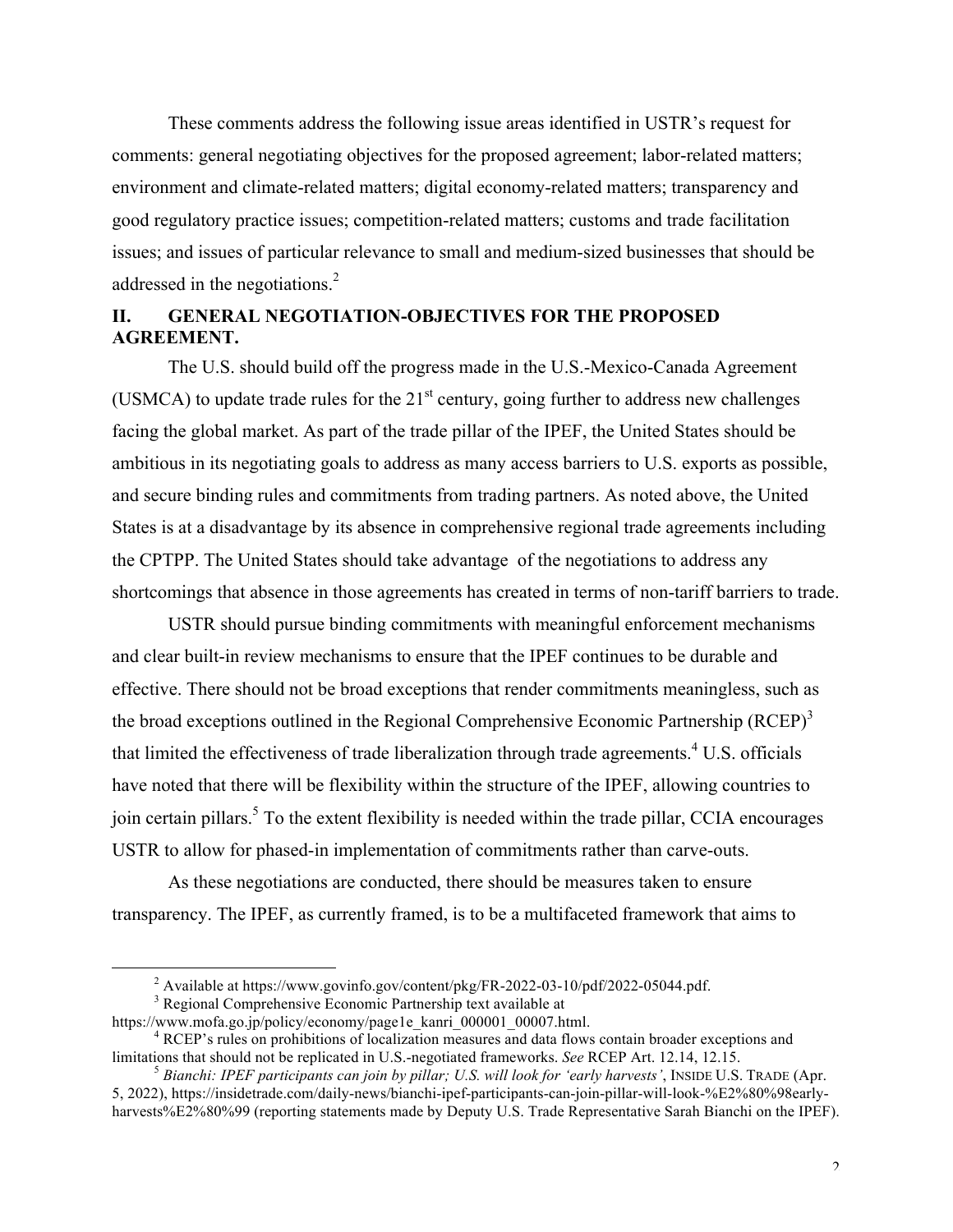These comments address the following issue areas identified in USTR's request for comments: general negotiating objectives for the proposed agreement; labor-related matters; environment and climate-related matters; digital economy-related matters; transparency and good regulatory practice issues; competition-related matters; customs and trade facilitation issues; and issues of particular relevance to small and medium-sized businesses that should be addressed in the negotiations.[2]

## II. GENERAL NEGOTIATION-OBJECTIVES FOR THE PROPOSED AGREEMENT.

The U.S. should build off the progress made in the U.S.-Mexico-Canada Agreement (USMCA) to update trade rules for the 21st century, going further to address new challenges facing the global market. As part of the trade pillar of the IPEF, the United States should be ambitious in its negotiating goals to address as many access barriers to U.S. exports as possible, and secure binding rules and commitments from trading partners. As noted above, the United States is at a disadvantage by its absence in comprehensive regional trade agreements including the CPTPP. The United States should take advantage of the negotiations to address any shortcomings that absence in those agreements has created in terms of non-tariff barriers to trade.

USTR should pursue binding commitments with meaningful enforcement mechanisms and clear built-in review mechanisms to ensure that the IPEF continues to be durable and effective. There should not be broad exceptions that render commitments meaningless, such as the broad exceptions outlined in the Regional Comprehensive Economic Partnership (RCEP)[3] that limited the effectiveness of trade liberalization through trade agreements.[4] U.S. officials have noted that there will be flexibility within the structure of the IPEF, allowing countries to join certain pillars.[5] To the extent flexibility is needed within the trade pillar, CCIA encourages USTR to allow for phased-in implementation of commitments rather than carve-outs.

As these negotiations are conducted, there should be measures taken to ensure transparency. The IPEF, as currently framed, is to be a multifaceted framework that aims to

---

[2] Available at https://www.govinfo.gov/content/pkg/FR-2022-03-10/pdf/2022-05044.pdf.

[3] Regional Comprehensive Economic Partnership text available at https://www.mofa.go.jp/policy/economy/page1e_kanri_000001_00007.html.

[4] RCEP's rules on prohibitions of localization measures and data flows contain broader exceptions and limitations that should not be replicated in U.S.-negotiated frameworks. *See* RCEP Art. 12.14, 12.15.

[5] *Bianchi: IPEF participants can join by pillar; U.S. will look for 'early harvests'*, INSIDE U.S. TRADE (Apr. 5, 2022), https://insidetrade.com/daily-news/bianchi-ipef-participants-can-join-pillar-will-look-%E2%80%98early-harvests%E2%80%99 (reporting statements made by Deputy U.S. Trade Representative Sarah Bianchi on the IPEF).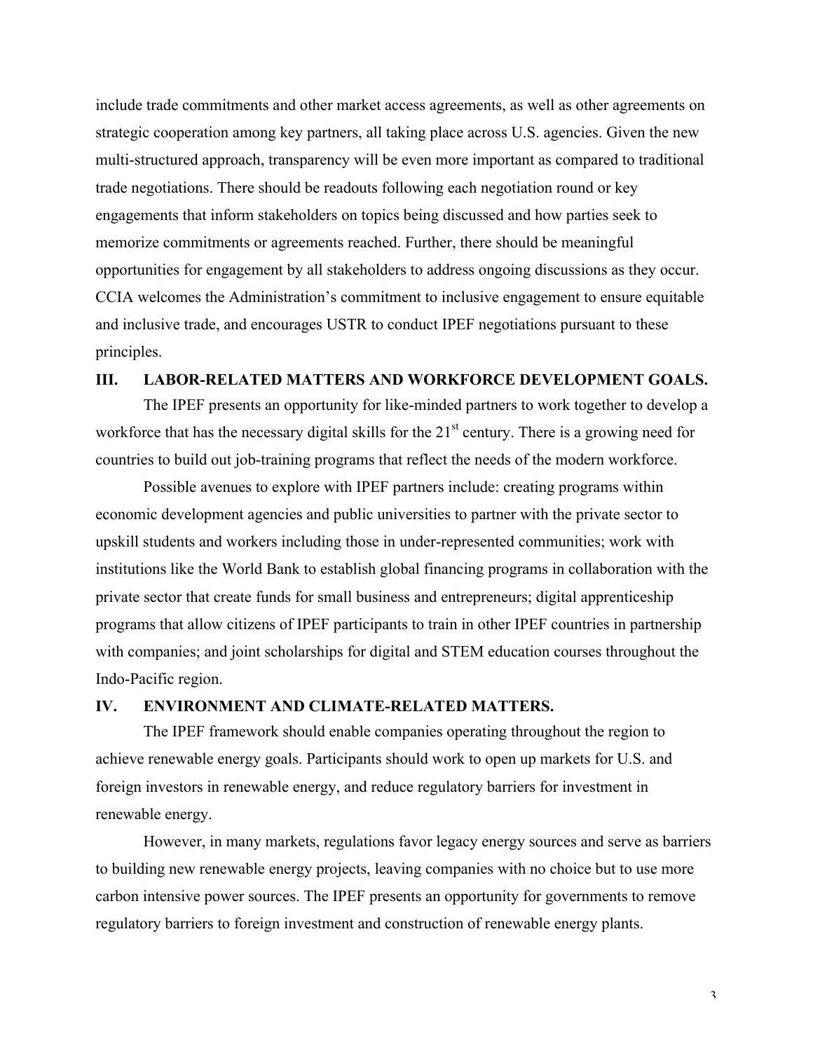include trade commitments and other market access agreements, as well as other agreements on strategic cooperation among key partners, all taking place across U.S. agencies. Given the new multi-structured approach, transparency will be even more important as compared to traditional trade negotiations. There should be readouts following each negotiation round or key engagements that inform stakeholders on topics being discussed and how parties seek to memorize commitments or agreements reached. Further, there should be meaningful opportunities for engagement by all stakeholders to address ongoing discussions as they occur. CCIA welcomes the Administration's commitment to inclusive engagement to ensure equitable and inclusive trade, and encourages USTR to conduct IPEF negotiations pursuant to these principles.

## III. LABOR-RELATED MATTERS AND WORKFORCE DEVELOPMENT GOALS.

The IPEF presents an opportunity for like-minded partners to work together to develop a workforce that has the necessary digital skills for the 21st century. There is a growing need for countries to build out job-training programs that reflect the needs of the modern workforce.

Possible avenues to explore with IPEF partners include: creating programs within economic development agencies and public universities to partner with the private sector to upskill students and workers including those in under-represented communities; work with institutions like the World Bank to establish global financing programs in collaboration with the private sector that create funds for small business and entrepreneurs; digital apprenticeship programs that allow citizens of IPEF participants to train in other IPEF countries in partnership with companies; and joint scholarships for digital and STEM education courses throughout the Indo-Pacific region.

## IV. ENVIRONMENT AND CLIMATE-RELATED MATTERS.

The IPEF framework should enable companies operating throughout the region to achieve renewable energy goals. Participants should work to open up markets for U.S. and foreign investors in renewable energy, and reduce regulatory barriers for investment in renewable energy.

However, in many markets, regulations favor legacy energy sources and serve as barriers to building new renewable energy projects, leaving companies with no choice but to use more carbon intensive power sources. The IPEF presents an opportunity for governments to remove regulatory barriers to foreign investment and construction of renewable energy plants.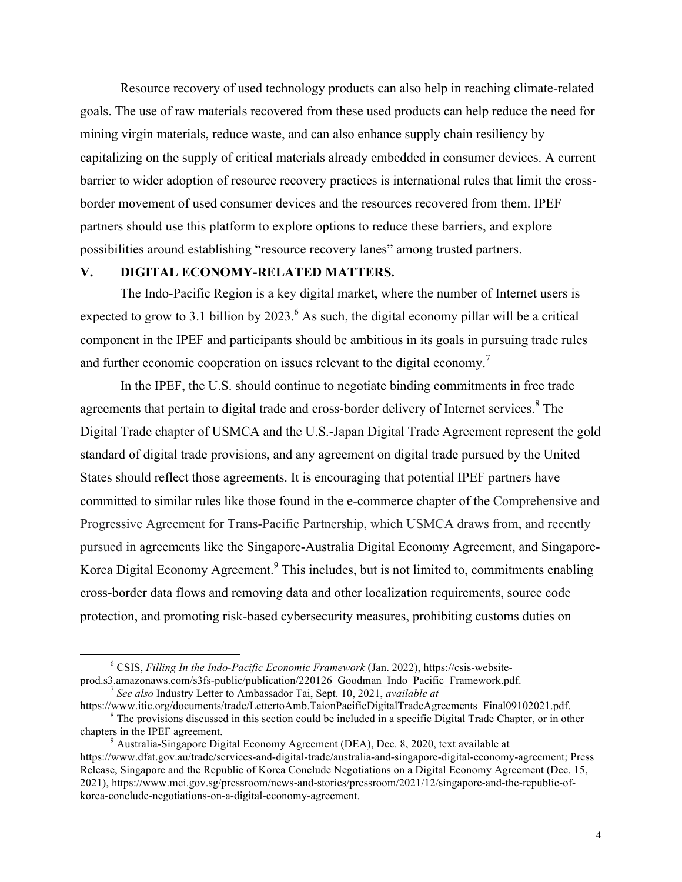Resource recovery of used technology products can also help in reaching climate-related goals. The use of raw materials recovered from these used products can help reduce the need for mining virgin materials, reduce waste, and can also enhance supply chain resiliency by capitalizing on the supply of critical materials already embedded in consumer devices. A current barrier to wider adoption of resource recovery practices is international rules that limit the cross-border movement of used consumer devices and the resources recovered from them. IPEF partners should use this platform to explore options to reduce these barriers, and explore possibilities around establishing "resource recovery lanes" among trusted partners.

## V. DIGITAL ECONOMY-RELATED MATTERS.

The Indo-Pacific Region is a key digital market, where the number of Internet users is expected to grow to 3.1 billion by 2023.[6] As such, the digital economy pillar will be a critical component in the IPEF and participants should be ambitious in its goals in pursuing trade rules and further economic cooperation on issues relevant to the digital economy.[7]

In the IPEF, the U.S. should continue to negotiate binding commitments in free trade agreements that pertain to digital trade and cross-border delivery of Internet services.[8] The Digital Trade chapter of USMCA and the U.S.-Japan Digital Trade Agreement represent the gold standard of digital trade provisions, and any agreement on digital trade pursued by the United States should reflect those agreements. It is encouraging that potential IPEF partners have committed to similar rules like those found in the e-commerce chapter of the Comprehensive and Progressive Agreement for Trans-Pacific Partnership, which USMCA draws from, and recently pursued in agreements like the Singapore-Australia Digital Economy Agreement, and Singapore-Korea Digital Economy Agreement.[9] This includes, but is not limited to, commitments enabling cross-border data flows and removing data and other localization requirements, source code protection, and promoting risk-based cybersecurity measures, prohibiting customs duties on

---

[6] CSIS, *Filling In the Indo-Pacific Economic Framework* (Jan. 2022), https://csis-website-prod.s3.amazonaws.com/s3fs-public/publication/220126_Goodman_Indo_Pacific_Framework.pdf.

[7] *See also* Industry Letter to Ambassador Tai, Sept. 10, 2021, *available at* https://www.itic.org/documents/trade/LettertoAmb.TaionPacificDigitalTradeAgreements_Final09102021.pdf.

[8] The provisions discussed in this section could be included in a specific Digital Trade Chapter, or in other chapters in the IPEF agreement.

[9] Australia-Singapore Digital Economy Agreement (DEA), Dec. 8, 2020, text available at https://www.dfat.gov.au/trade/services-and-digital-trade/australia-and-singapore-digital-economy-agreement; Press Release, Singapore and the Republic of Korea Conclude Negotiations on a Digital Economy Agreement (Dec. 15, 2021), https://www.mci.gov.sg/pressroom/news-and-stories/pressroom/2021/12/singapore-and-the-republic-of-korea-conclude-negotiations-on-a-digital-economy-agreement.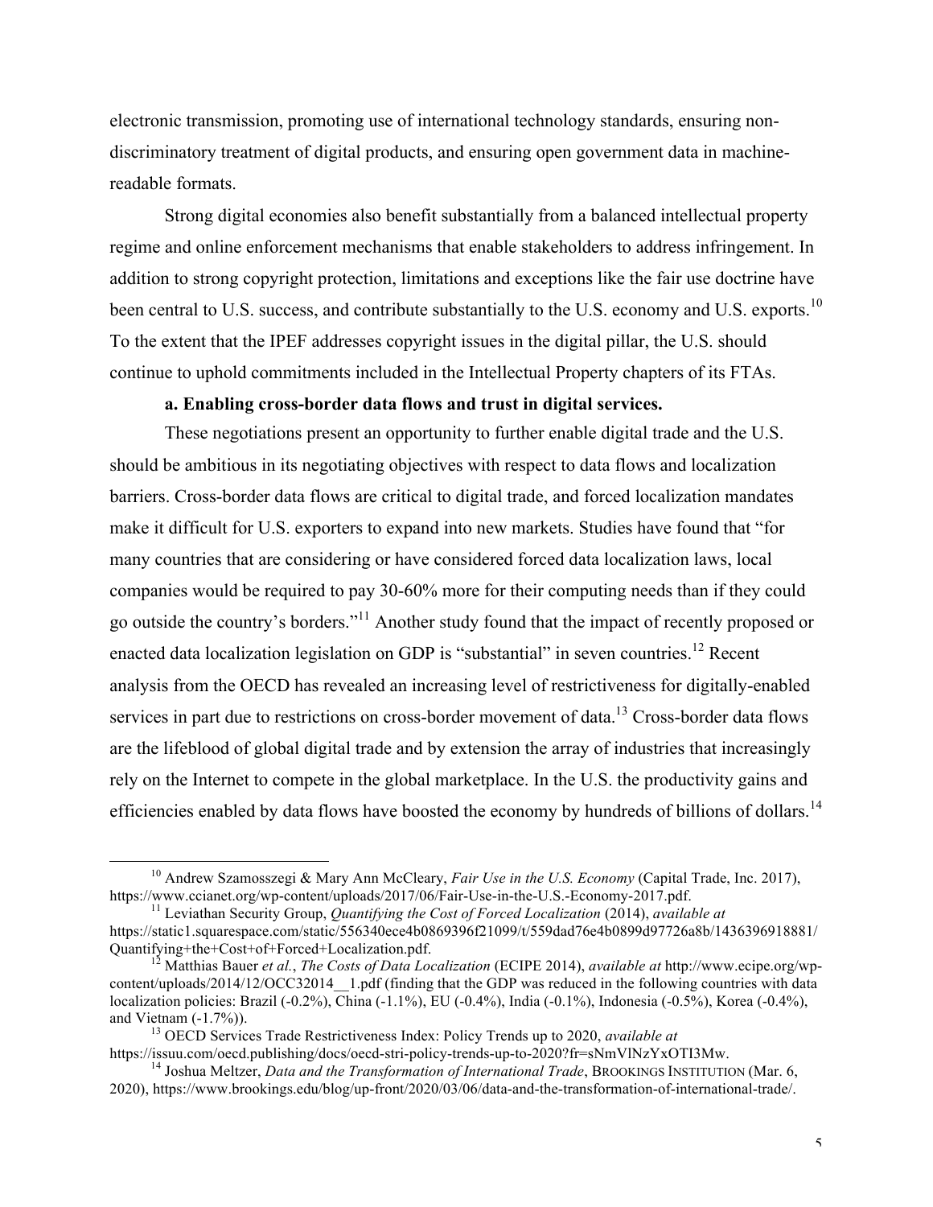electronic transmission, promoting use of international technology standards, ensuring non-discriminatory treatment of digital products, and ensuring open government data in machine-readable formats.

Strong digital economies also benefit substantially from a balanced intellectual property regime and online enforcement mechanisms that enable stakeholders to address infringement. In addition to strong copyright protection, limitations and exceptions like the fair use doctrine have been central to U.S. success, and contribute substantially to the U.S. economy and U.S. exports.[10] To the extent that the IPEF addresses copyright issues in the digital pillar, the U.S. should continue to uphold commitments included in the Intellectual Property chapters of its FTAs.

**a. Enabling cross-border data flows and trust in digital services.**

These negotiations present an opportunity to further enable digital trade and the U.S. should be ambitious in its negotiating objectives with respect to data flows and localization barriers. Cross-border data flows are critical to digital trade, and forced localization mandates make it difficult for U.S. exporters to expand into new markets. Studies have found that "for many countries that are considering or have considered forced data localization laws, local companies would be required to pay 30-60% more for their computing needs than if they could go outside the country's borders."[11] Another study found that the impact of recently proposed or enacted data localization legislation on GDP is "substantial" in seven countries.[12] Recent analysis from the OECD has revealed an increasing level of restrictiveness for digitally-enabled services in part due to restrictions on cross-border movement of data.[13] Cross-border data flows are the lifeblood of global digital trade and by extension the array of industries that increasingly rely on the Internet to compete in the global marketplace. In the U.S. the productivity gains and efficiencies enabled by data flows have boosted the economy by hundreds of billions of dollars.[14]

---

[10] Andrew Szamosszegi & Mary Ann McCleary, *Fair Use in the U.S. Economy* (Capital Trade, Inc. 2017), https://www.ccianet.org/wp-content/uploads/2017/06/Fair-Use-in-the-U.S.-Economy-2017.pdf.

[11] Leviathan Security Group, *Quantifying the Cost of Forced Localization* (2014), *available at* https://static1.squarespace.com/static/556340ece4b0869396f21099/t/559dad76e4b0899d97726a8b/1436396918881/Quantifying+the+Cost+of+Forced+Localization.pdf.

[12] Matthias Bauer *et al.*, *The Costs of Data Localization* (ECIPE 2014), *available at* http://www.ecipe.org/wp-content/uploads/2014/12/OCC32014__1.pdf (finding that the GDP was reduced in the following countries with data localization policies: Brazil (-0.2%), China (-1.1%), EU (-0.4%), India (-0.1%), Indonesia (-0.5%), Korea (-0.4%), and Vietnam (-1.7%)).

[13] OECD Services Trade Restrictiveness Index: Policy Trends up to 2020, *available at* https://issuu.com/oecd.publishing/docs/oecd-stri-policy-trends-up-to-2020?fr=sNmVlNzYxOTI3Mw.

[14] Joshua Meltzer, *Data and the Transformation of International Trade*, BROOKINGS INSTITUTION (Mar. 6, 2020), https://www.brookings.edu/blog/up-front/2020/03/06/data-and-the-transformation-of-international-trade/.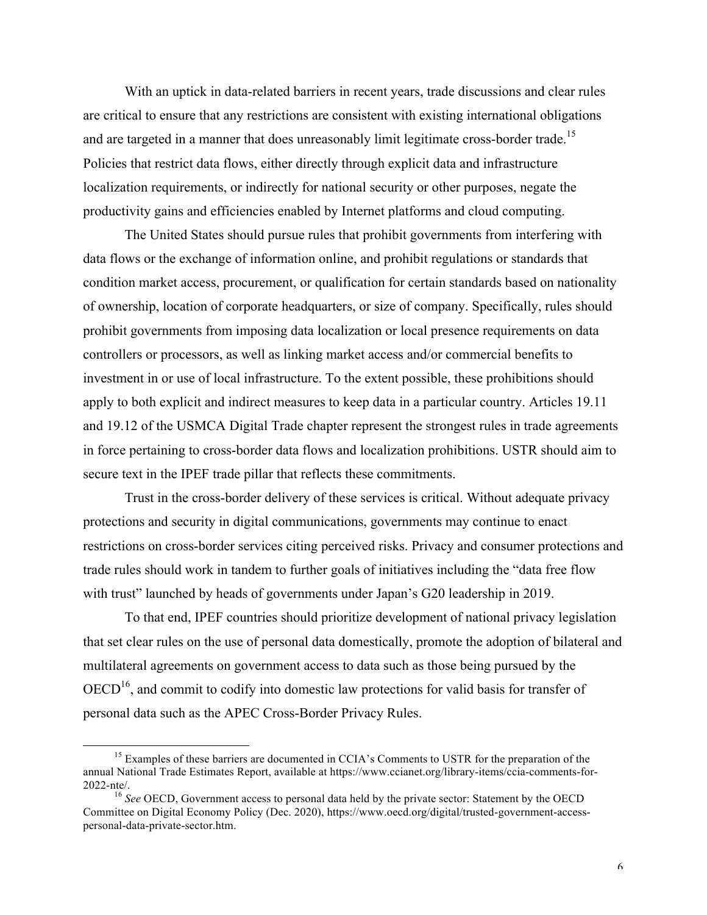With an uptick in data-related barriers in recent years, trade discussions and clear rules are critical to ensure that any restrictions are consistent with existing international obligations and are targeted in a manner that does unreasonably limit legitimate cross-border trade.[15] Policies that restrict data flows, either directly through explicit data and infrastructure localization requirements, or indirectly for national security or other purposes, negate the productivity gains and efficiencies enabled by Internet platforms and cloud computing.

The United States should pursue rules that prohibit governments from interfering with data flows or the exchange of information online, and prohibit regulations or standards that condition market access, procurement, or qualification for certain standards based on nationality of ownership, location of corporate headquarters, or size of company. Specifically, rules should prohibit governments from imposing data localization or local presence requirements on data controllers or processors, as well as linking market access and/or commercial benefits to investment in or use of local infrastructure. To the extent possible, these prohibitions should apply to both explicit and indirect measures to keep data in a particular country. Articles 19.11 and 19.12 of the USMCA Digital Trade chapter represent the strongest rules in trade agreements in force pertaining to cross-border data flows and localization prohibitions. USTR should aim to secure text in the IPEF trade pillar that reflects these commitments.

Trust in the cross-border delivery of these services is critical. Without adequate privacy protections and security in digital communications, governments may continue to enact restrictions on cross-border services citing perceived risks. Privacy and consumer protections and trade rules should work in tandem to further goals of initiatives including the "data free flow with trust" launched by heads of governments under Japan's G20 leadership in 2019.

To that end, IPEF countries should prioritize development of national privacy legislation that set clear rules on the use of personal data domestically, promote the adoption of bilateral and multilateral agreements on government access to data such as those being pursued by the OECD[16], and commit to codify into domestic law protections for valid basis for transfer of personal data such as the APEC Cross-Border Privacy Rules.

---

[15] Examples of these barriers are documented in CCIA's Comments to USTR for the preparation of the annual National Trade Estimates Report, available at https://www.ccianet.org/library-items/ccia-comments-for-2022-nte/.

[16] *See* OECD, Government access to personal data held by the private sector: Statement by the OECD Committee on Digital Economy Policy (Dec. 2020), https://www.oecd.org/digital/trusted-government-access-personal-data-private-sector.htm.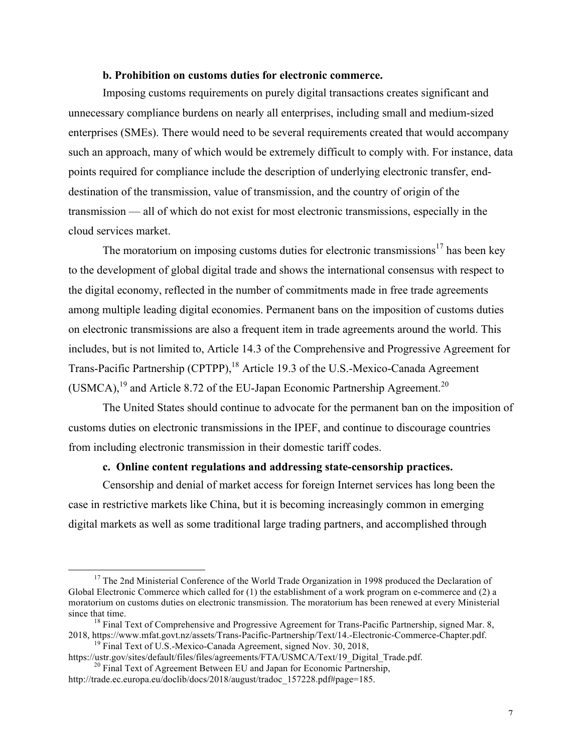**b. Prohibition on customs duties for electronic commerce.**

Imposing customs requirements on purely digital transactions creates significant and unnecessary compliance burdens on nearly all enterprises, including small and medium-sized enterprises (SMEs). There would need to be several requirements created that would accompany such an approach, many of which would be extremely difficult to comply with. For instance, data points required for compliance include the description of underlying electronic transfer, end-destination of the transmission, value of transmission, and the country of origin of the transmission — all of which do not exist for most electronic transmissions, especially in the cloud services market.

The moratorium on imposing customs duties for electronic transmissions[17] has been key to the development of global digital trade and shows the international consensus with respect to the digital economy, reflected in the number of commitments made in free trade agreements among multiple leading digital economies. Permanent bans on the imposition of customs duties on electronic transmissions are also a frequent item in trade agreements around the world. This includes, but is not limited to, Article 14.3 of the Comprehensive and Progressive Agreement for Trans-Pacific Partnership (CPTPP),[18] Article 19.3 of the U.S.-Mexico-Canada Agreement (USMCA),[19] and Article 8.72 of the EU-Japan Economic Partnership Agreement.[20]

The United States should continue to advocate for the permanent ban on the imposition of customs duties on electronic transmissions in the IPEF, and continue to discourage countries from including electronic transmission in their domestic tariff codes.

**c. Online content regulations and addressing state-censorship practices.**

Censorship and denial of market access for foreign Internet services has long been the case in restrictive markets like China, but it is becoming increasingly common in emerging digital markets as well as some traditional large trading partners, and accomplished through

---

[17] The 2nd Ministerial Conference of the World Trade Organization in 1998 produced the Declaration of Global Electronic Commerce which called for (1) the establishment of a work program on e-commerce and (2) a moratorium on customs duties on electronic transmission. The moratorium has been renewed at every Ministerial since that time.

[18] Final Text of Comprehensive and Progressive Agreement for Trans-Pacific Partnership, signed Mar. 8, 2018, https://www.mfat.govt.nz/assets/Trans-Pacific-Partnership/Text/14.-Electronic-Commerce-Chapter.pdf.

[19] Final Text of U.S.-Mexico-Canada Agreement, signed Nov. 30, 2018, https://ustr.gov/sites/default/files/files/agreements/FTA/USMCA/Text/19_Digital_Trade.pdf.

[20] Final Text of Agreement Between EU and Japan for Economic Partnership, http://trade.ec.europa.eu/doclib/docs/2018/august/tradoc_157228.pdf#page=185.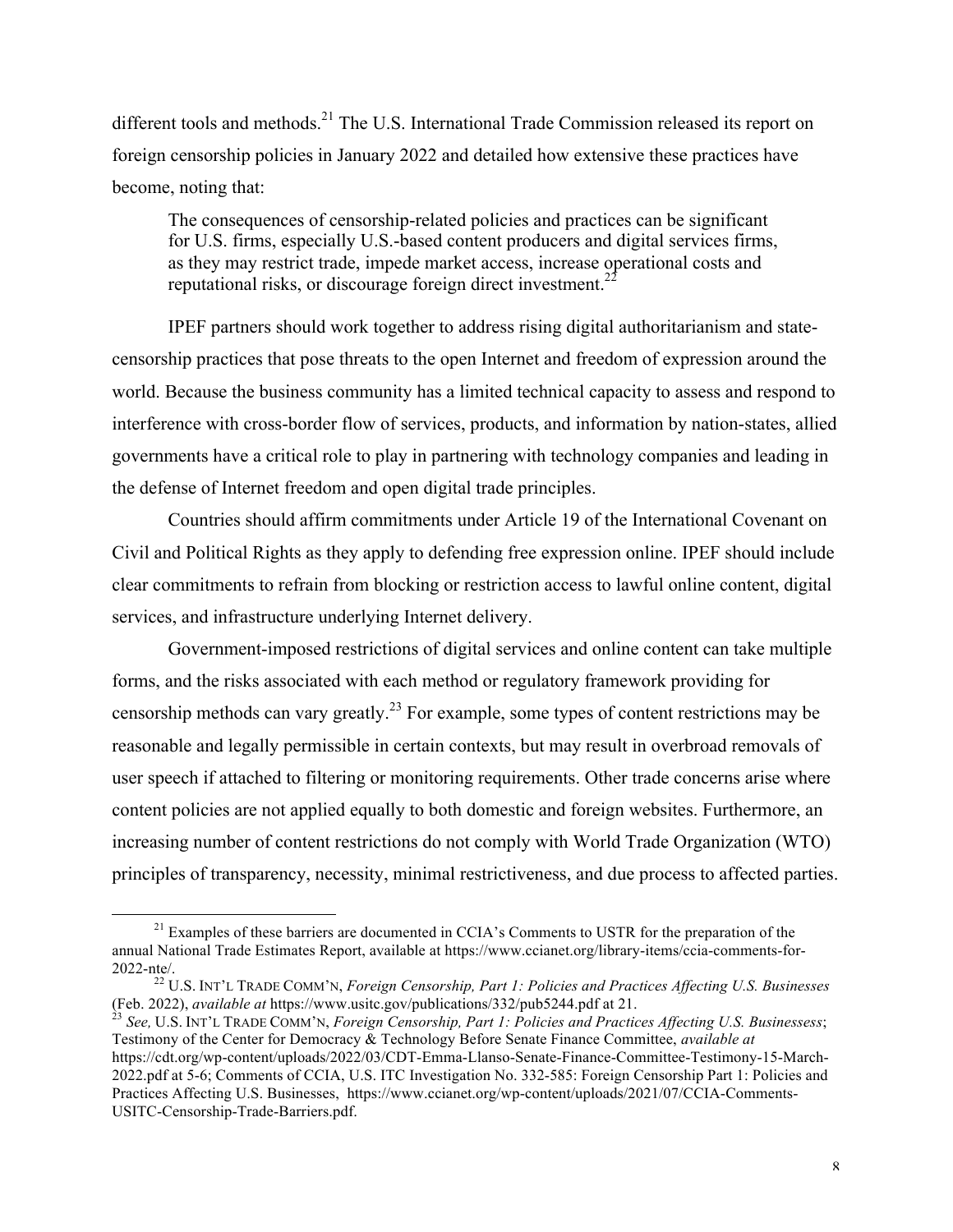different tools and methods.[21] The U.S. International Trade Commission released its report on foreign censorship policies in January 2022 and detailed how extensive these practices have become, noting that:

> The consequences of censorship-related policies and practices can be significant for U.S. firms, especially U.S.-based content producers and digital services firms, as they may restrict trade, impede market access, increase operational costs and reputational risks, or discourage foreign direct investment.[22]

IPEF partners should work together to address rising digital authoritarianism and state-censorship practices that pose threats to the open Internet and freedom of expression around the world. Because the business community has a limited technical capacity to assess and respond to interference with cross-border flow of services, products, and information by nation-states, allied governments have a critical role to play in partnering with technology companies and leading in the defense of Internet freedom and open digital trade principles.

Countries should affirm commitments under Article 19 of the International Covenant on Civil and Political Rights as they apply to defending free expression online. IPEF should include clear commitments to refrain from blocking or restriction access to lawful online content, digital services, and infrastructure underlying Internet delivery.

Government-imposed restrictions of digital services and online content can take multiple forms, and the risks associated with each method or regulatory framework providing for censorship methods can vary greatly.[23] For example, some types of content restrictions may be reasonable and legally permissible in certain contexts, but may result in overbroad removals of user speech if attached to filtering or monitoring requirements. Other trade concerns arise where content policies are not applied equally to both domestic and foreign websites. Furthermore, an increasing number of content restrictions do not comply with World Trade Organization (WTO) principles of transparency, necessity, minimal restrictiveness, and due process to affected parties.

---

[21] Examples of these barriers are documented in CCIA's Comments to USTR for the preparation of the annual National Trade Estimates Report, available at https://www.ccianet.org/library-items/ccia-comments-for-2022-nte/.

[22] U.S. INT'L TRADE COMM'N, *Foreign Censorship, Part 1: Policies and Practices Affecting U.S. Businesses* (Feb. 2022), *available at* https://www.usitc.gov/publications/332/pub5244.pdf at 21.

[23] *See,* U.S. INT'L TRADE COMM'N, *Foreign Censorship, Part 1: Policies and Practices Affecting U.S. Businessess*; Testimony of the Center for Democracy & Technology Before Senate Finance Committee, *available at* https://cdt.org/wp-content/uploads/2022/03/CDT-Emma-Llanso-Senate-Finance-Committee-Testimony-15-March-2022.pdf at 5-6; Comments of CCIA, U.S. ITC Investigation No. 332-585: Foreign Censorship Part 1: Policies and Practices Affecting U.S. Businesses, https://www.ccianet.org/wp-content/uploads/2021/07/CCIA-Comments-USITC-Censorship-Trade-Barriers.pdf.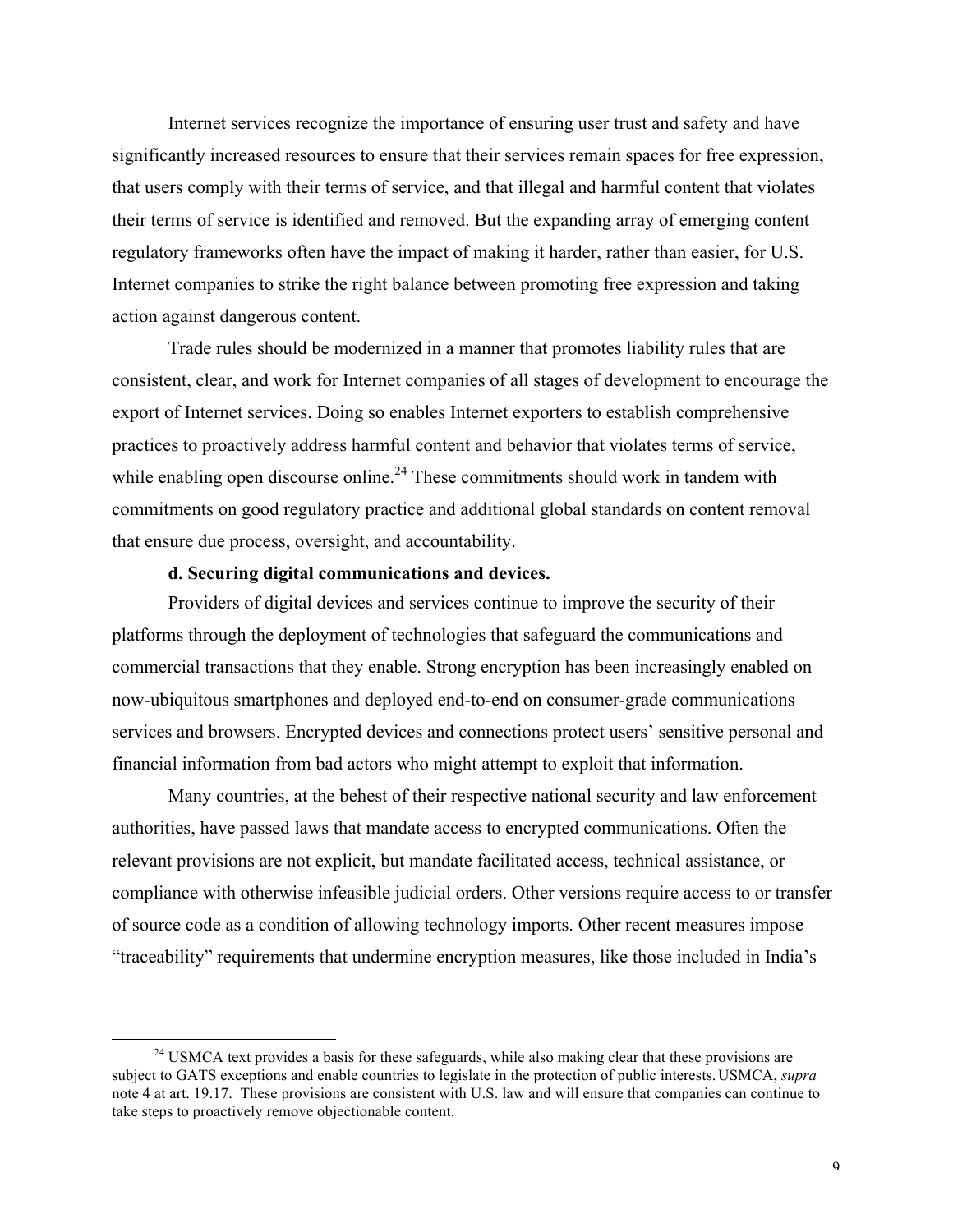Internet services recognize the importance of ensuring user trust and safety and have significantly increased resources to ensure that their services remain spaces for free expression, that users comply with their terms of service, and that illegal and harmful content that violates their terms of service is identified and removed. But the expanding array of emerging content regulatory frameworks often have the impact of making it harder, rather than easier, for U.S. Internet companies to strike the right balance between promoting free expression and taking action against dangerous content.

Trade rules should be modernized in a manner that promotes liability rules that are consistent, clear, and work for Internet companies of all stages of development to encourage the export of Internet services. Doing so enables Internet exporters to establish comprehensive practices to proactively address harmful content and behavior that violates terms of service, while enabling open discourse online.[24] These commitments should work in tandem with commitments on good regulatory practice and additional global standards on content removal that ensure due process, oversight, and accountability.

**d. Securing digital communications and devices.**

Providers of digital devices and services continue to improve the security of their platforms through the deployment of technologies that safeguard the communications and commercial transactions that they enable. Strong encryption has been increasingly enabled on now-ubiquitous smartphones and deployed end-to-end on consumer-grade communications services and browsers. Encrypted devices and connections protect users' sensitive personal and financial information from bad actors who might attempt to exploit that information.

Many countries, at the behest of their respective national security and law enforcement authorities, have passed laws that mandate access to encrypted communications. Often the relevant provisions are not explicit, but mandate facilitated access, technical assistance, or compliance with otherwise infeasible judicial orders. Other versions require access to or transfer of source code as a condition of allowing technology imports. Other recent measures impose "traceability" requirements that undermine encryption measures, like those included in India's

---

[24] USMCA text provides a basis for these safeguards, while also making clear that these provisions are subject to GATS exceptions and enable countries to legislate in the protection of public interests. USMCA, *supra* note 4 at art. 19.17. These provisions are consistent with U.S. law and will ensure that companies can continue to take steps to proactively remove objectionable content.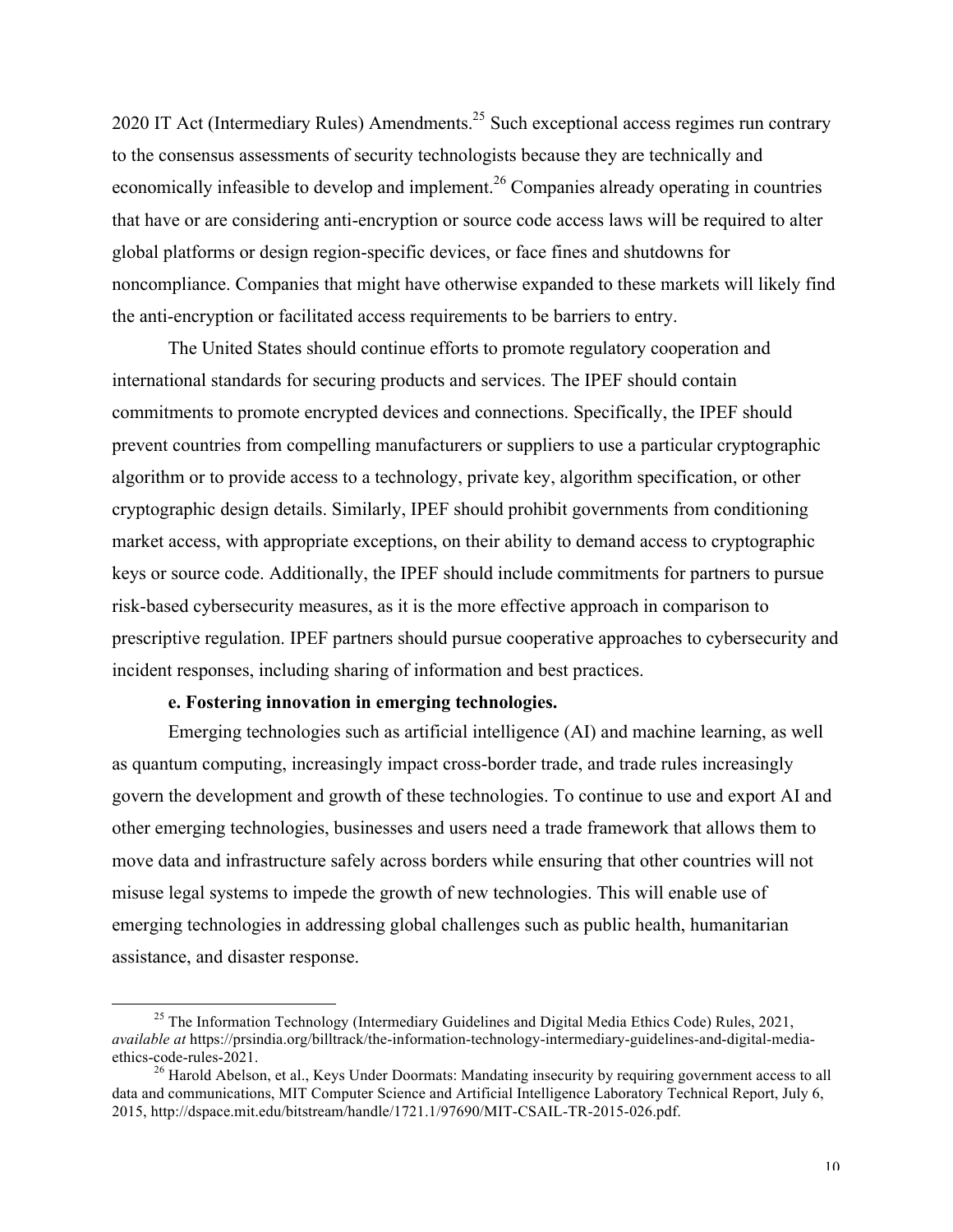2020 IT Act (Intermediary Rules) Amendments.[25] Such exceptional access regimes run contrary to the consensus assessments of security technologists because they are technically and economically infeasible to develop and implement.[26] Companies already operating in countries that have or are considering anti-encryption or source code access laws will be required to alter global platforms or design region-specific devices, or face fines and shutdowns for noncompliance. Companies that might have otherwise expanded to these markets will likely find the anti-encryption or facilitated access requirements to be barriers to entry.

The United States should continue efforts to promote regulatory cooperation and international standards for securing products and services. The IPEF should contain commitments to promote encrypted devices and connections. Specifically, the IPEF should prevent countries from compelling manufacturers or suppliers to use a particular cryptographic algorithm or to provide access to a technology, private key, algorithm specification, or other cryptographic design details. Similarly, IPEF should prohibit governments from conditioning market access, with appropriate exceptions, on their ability to demand access to cryptographic keys or source code. Additionally, the IPEF should include commitments for partners to pursue risk-based cybersecurity measures, as it is the more effective approach in comparison to prescriptive regulation. IPEF partners should pursue cooperative approaches to cybersecurity and incident responses, including sharing of information and best practices.

**e. Fostering innovation in emerging technologies.**

Emerging technologies such as artificial intelligence (AI) and machine learning, as well as quantum computing, increasingly impact cross-border trade, and trade rules increasingly govern the development and growth of these technologies. To continue to use and export AI and other emerging technologies, businesses and users need a trade framework that allows them to move data and infrastructure safely across borders while ensuring that other countries will not misuse legal systems to impede the growth of new technologies. This will enable use of emerging technologies in addressing global challenges such as public health, humanitarian assistance, and disaster response.

---

[25] The Information Technology (Intermediary Guidelines and Digital Media Ethics Code) Rules, 2021, *available at* https://prsindia.org/billtrack/the-information-technology-intermediary-guidelines-and-digital-media-ethics-code-rules-2021.

[26] Harold Abelson, et al., Keys Under Doormats: Mandating insecurity by requiring government access to all data and communications, MIT Computer Science and Artificial Intelligence Laboratory Technical Report, July 6, 2015, http://dspace.mit.edu/bitstream/handle/1721.1/97690/MIT-CSAIL-TR-2015-026.pdf.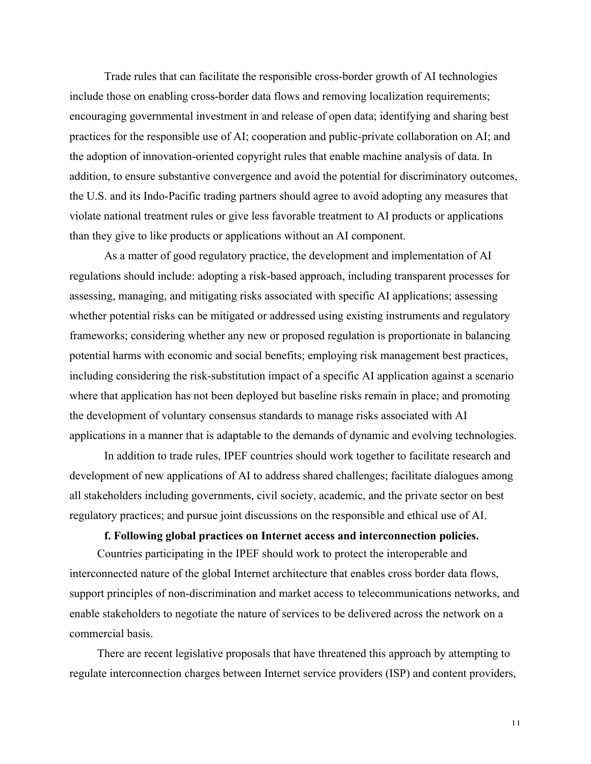Trade rules that can facilitate the responsible cross-border growth of AI technologies include those on enabling cross-border data flows and removing localization requirements; encouraging governmental investment in and release of open data; identifying and sharing best practices for the responsible use of AI; cooperation and public-private collaboration on AI; and the adoption of innovation-oriented copyright rules that enable machine analysis of data. In addition, to ensure substantive convergence and avoid the potential for discriminatory outcomes, the U.S. and its Indo-Pacific trading partners should agree to avoid adopting any measures that violate national treatment rules or give less favorable treatment to AI products or applications than they give to like products or applications without an AI component.

As a matter of good regulatory practice, the development and implementation of AI regulations should include: adopting a risk-based approach, including transparent processes for assessing, managing, and mitigating risks associated with specific AI applications; assessing whether potential risks can be mitigated or addressed using existing instruments and regulatory frameworks; considering whether any new or proposed regulation is proportionate in balancing potential harms with economic and social benefits; employing risk management best practices, including considering the risk-substitution impact of a specific AI application against a scenario where that application has not been deployed but baseline risks remain in place; and promoting the development of voluntary consensus standards to manage risks associated with AI applications in a manner that is adaptable to the demands of dynamic and evolving technologies.

In addition to trade rules, IPEF countries should work together to facilitate research and development of new applications of AI to address shared challenges; facilitate dialogues among all stakeholders including governments, civil society, academic, and the private sector on best regulatory practices; and pursue joint discussions on the responsible and ethical use of AI.

**f. Following global practices on Internet access and interconnection policies.**

Countries participating in the IPEF should work to protect the interoperable and interconnected nature of the global Internet architecture that enables cross border data flows, support principles of non-discrimination and market access to telecommunications networks, and enable stakeholders to negotiate the nature of services to be delivered across the network on a commercial basis.

There are recent legislative proposals that have threatened this approach by attempting to regulate interconnection charges between Internet service providers (ISP) and content providers,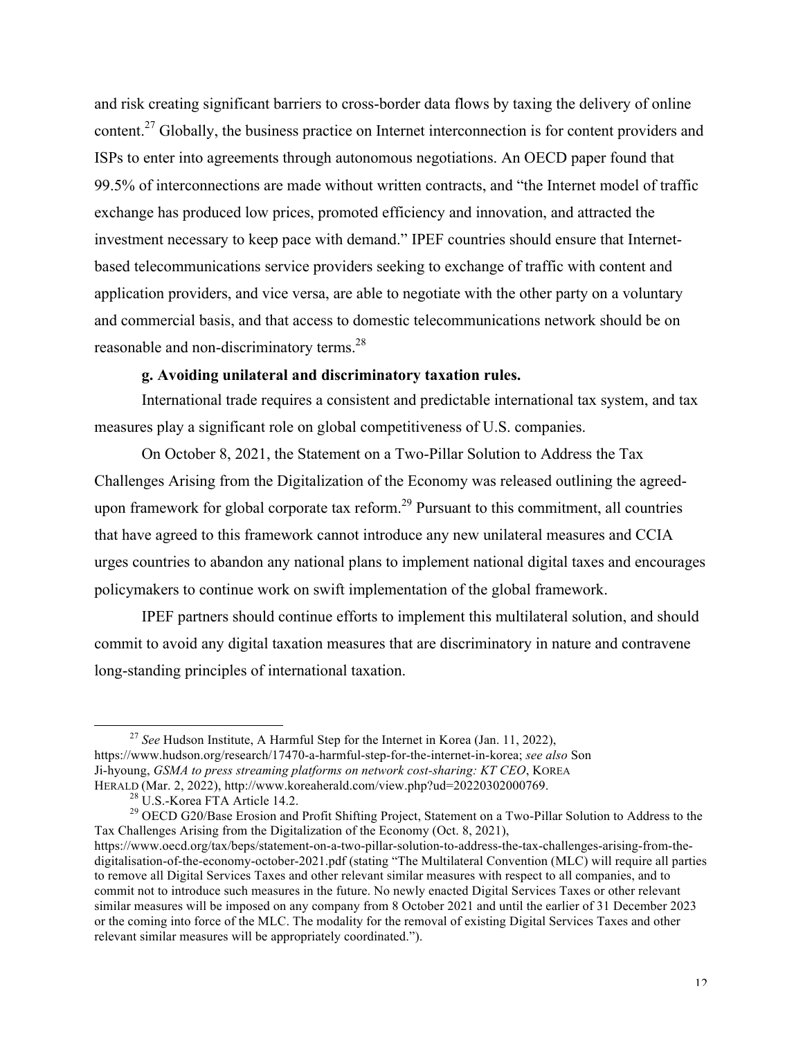and risk creating significant barriers to cross-border data flows by taxing the delivery of online content.[27] Globally, the business practice on Internet interconnection is for content providers and ISPs to enter into agreements through autonomous negotiations. An OECD paper found that 99.5% of interconnections are made without written contracts, and "the Internet model of traffic exchange has produced low prices, promoted efficiency and innovation, and attracted the investment necessary to keep pace with demand." IPEF countries should ensure that Internet-based telecommunications service providers seeking to exchange of traffic with content and application providers, and vice versa, are able to negotiate with the other party on a voluntary and commercial basis, and that access to domestic telecommunications network should be on reasonable and non-discriminatory terms.[28]

**g. Avoiding unilateral and discriminatory taxation rules.**

International trade requires a consistent and predictable international tax system, and tax measures play a significant role on global competitiveness of U.S. companies.

On October 8, 2021, the Statement on a Two-Pillar Solution to Address the Tax Challenges Arising from the Digitalization of the Economy was released outlining the agreed-upon framework for global corporate tax reform.[29] Pursuant to this commitment, all countries that have agreed to this framework cannot introduce any new unilateral measures and CCIA urges countries to abandon any national plans to implement national digital taxes and encourages policymakers to continue work on swift implementation of the global framework.

IPEF partners should continue efforts to implement this multilateral solution, and should commit to avoid any digital taxation measures that are discriminatory in nature and contravene long-standing principles of international taxation.

---

[27] *See* Hudson Institute, A Harmful Step for the Internet in Korea (Jan. 11, 2022), https://www.hudson.org/research/17470-a-harmful-step-for-the-internet-in-korea; *see also* Son Ji-hyoung, *GSMA to press streaming platforms on network cost-sharing: KT CEO*, KOREA HERALD (Mar. 2, 2022), http://www.koreaherald.com/view.php?ud=20220302000769.

[28] U.S.-Korea FTA Article 14.2.

[29] OECD G20/Base Erosion and Profit Shifting Project, Statement on a Two-Pillar Solution to Address to the Tax Challenges Arising from the Digitalization of the Economy (Oct. 8, 2021), https://www.oecd.org/tax/beps/statement-on-a-two-pillar-solution-to-address-the-tax-challenges-arising-from-the-digitalisation-of-the-economy-october-2021.pdf (stating "The Multilateral Convention (MLC) will require all parties to remove all Digital Services Taxes and other relevant similar measures with respect to all companies, and to commit not to introduce such measures in the future. No newly enacted Digital Services Taxes or other relevant similar measures will be imposed on any company from 8 October 2021 and until the earlier of 31 December 2023 or the coming into force of the MLC. The modality for the removal of existing Digital Services Taxes and other relevant similar measures will be appropriately coordinated.").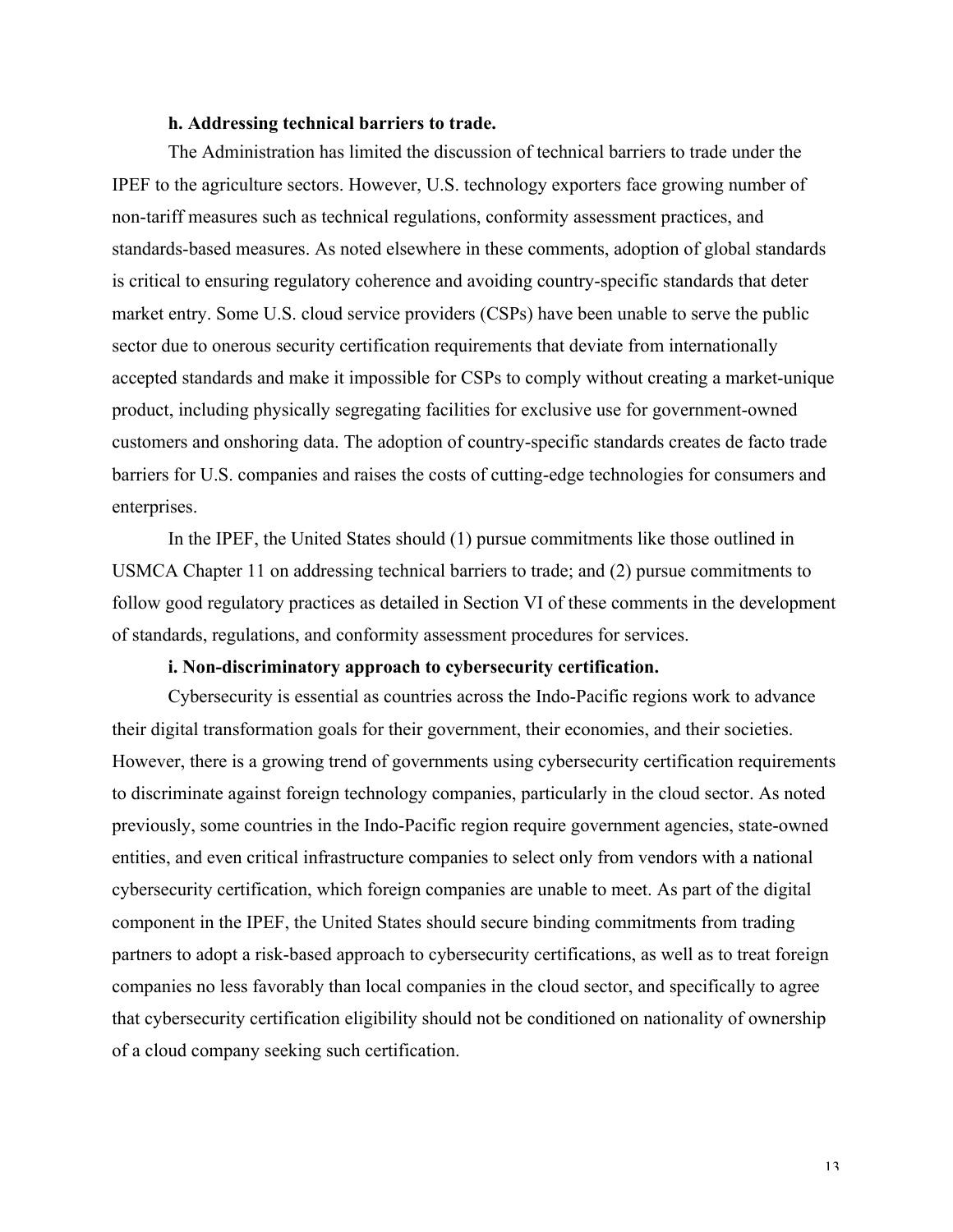**h. Addressing technical barriers to trade.**

The Administration has limited the discussion of technical barriers to trade under the IPEF to the agriculture sectors. However, U.S. technology exporters face growing number of non-tariff measures such as technical regulations, conformity assessment practices, and standards-based measures. As noted elsewhere in these comments, adoption of global standards is critical to ensuring regulatory coherence and avoiding country-specific standards that deter market entry. Some U.S. cloud service providers (CSPs) have been unable to serve the public sector due to onerous security certification requirements that deviate from internationally accepted standards and make it impossible for CSPs to comply without creating a market-unique product, including physically segregating facilities for exclusive use for government-owned customers and onshoring data. The adoption of country-specific standards creates de facto trade barriers for U.S. companies and raises the costs of cutting-edge technologies for consumers and enterprises.

In the IPEF, the United States should (1) pursue commitments like those outlined in USMCA Chapter 11 on addressing technical barriers to trade; and (2) pursue commitments to follow good regulatory practices as detailed in Section VI of these comments in the development of standards, regulations, and conformity assessment procedures for services.

**i. Non-discriminatory approach to cybersecurity certification.**

Cybersecurity is essential as countries across the Indo-Pacific regions work to advance their digital transformation goals for their government, their economies, and their societies. However, there is a growing trend of governments using cybersecurity certification requirements to discriminate against foreign technology companies, particularly in the cloud sector. As noted previously, some countries in the Indo-Pacific region require government agencies, state-owned entities, and even critical infrastructure companies to select only from vendors with a national cybersecurity certification, which foreign companies are unable to meet. As part of the digital component in the IPEF, the United States should secure binding commitments from trading partners to adopt a risk-based approach to cybersecurity certifications, as well as to treat foreign companies no less favorably than local companies in the cloud sector, and specifically to agree that cybersecurity certification eligibility should not be conditioned on nationality of ownership of a cloud company seeking such certification.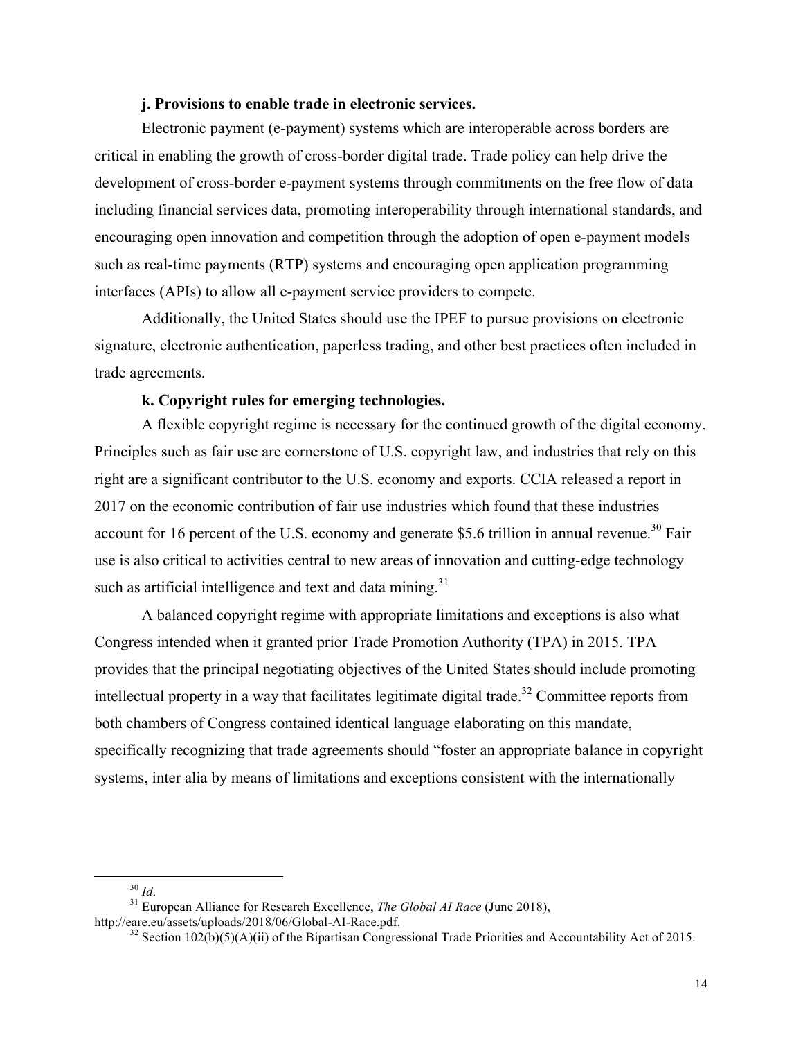**j. Provisions to enable trade in electronic services.**

Electronic payment (e-payment) systems which are interoperable across borders are critical in enabling the growth of cross-border digital trade. Trade policy can help drive the development of cross-border e-payment systems through commitments on the free flow of data including financial services data, promoting interoperability through international standards, and encouraging open innovation and competition through the adoption of open e-payment models such as real-time payments (RTP) systems and encouraging open application programming interfaces (APIs) to allow all e-payment service providers to compete.

Additionally, the United States should use the IPEF to pursue provisions on electronic signature, electronic authentication, paperless trading, and other best practices often included in trade agreements.

**k. Copyright rules for emerging technologies.**

A flexible copyright regime is necessary for the continued growth of the digital economy. Principles such as fair use are cornerstone of U.S. copyright law, and industries that rely on this right are a significant contributor to the U.S. economy and exports. CCIA released a report in 2017 on the economic contribution of fair use industries which found that these industries account for 16 percent of the U.S. economy and generate $5.6 trillion in annual revenue.[30] Fair use is also critical to activities central to new areas of innovation and cutting-edge technology such as artificial intelligence and text and data mining.[31]

A balanced copyright regime with appropriate limitations and exceptions is also what Congress intended when it granted prior Trade Promotion Authority (TPA) in 2015. TPA provides that the principal negotiating objectives of the United States should include promoting intellectual property in a way that facilitates legitimate digital trade.[32] Committee reports from both chambers of Congress contained identical language elaborating on this mandate, specifically recognizing that trade agreements should "foster an appropriate balance in copyright systems, inter alia by means of limitations and exceptions consistent with the internationally

---

[30] *Id*.

[31] European Alliance for Research Excellence, *The Global AI Race* (June 2018), http://eare.eu/assets/uploads/2018/06/Global-AI-Race.pdf.

[32] Section 102(b)(5)(A)(ii) of the Bipartisan Congressional Trade Priorities and Accountability Act of 2015.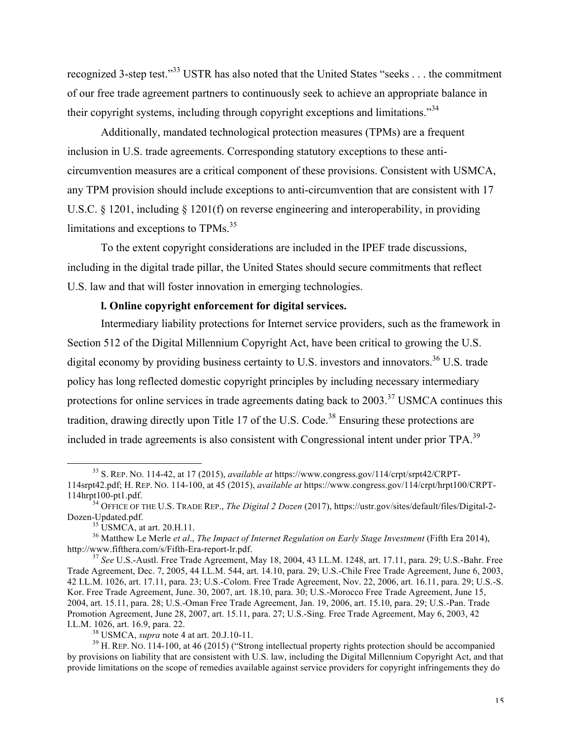recognized 3-step test."[33] USTR has also noted that the United States "seeks . . . the commitment of our free trade agreement partners to continuously seek to achieve an appropriate balance in their copyright systems, including through copyright exceptions and limitations."[34]

Additionally, mandated technological protection measures (TPMs) are a frequent inclusion in U.S. trade agreements. Corresponding statutory exceptions to these anti-circumvention measures are a critical component of these provisions. Consistent with USMCA, any TPM provision should include exceptions to anti-circumvention that are consistent with 17 U.S.C. § 1201, including § 1201(f) on reverse engineering and interoperability, in providing limitations and exceptions to TPMs.[35]

To the extent copyright considerations are included in the IPEF trade discussions, including in the digital trade pillar, the United States should secure commitments that reflect U.S. law and that will foster innovation in emerging technologies.

**l. Online copyright enforcement for digital services.**

Intermediary liability protections for Internet service providers, such as the framework in Section 512 of the Digital Millennium Copyright Act, have been critical to growing the U.S. digital economy by providing business certainty to U.S. investors and innovators.[36] U.S. trade policy has long reflected domestic copyright principles by including necessary intermediary protections for online services in trade agreements dating back to 2003.[37] USMCA continues this tradition, drawing directly upon Title 17 of the U.S. Code.[38] Ensuring these protections are included in trade agreements is also consistent with Congressional intent under prior TPA.[39]

---

[33] S. REP. NO. 114-42, at 17 (2015), *available at* https://www.congress.gov/114/crpt/srpt42/CRPT-114srpt42.pdf; H. REP. NO. 114-100, at 45 (2015), *available at* https://www.congress.gov/114/crpt/hrpt100/CRPT-114hrpt100-pt1.pdf.

[34] OFFICE OF THE U.S. TRADE REP., *The Digital 2 Dozen* (2017), https://ustr.gov/sites/default/files/Digital-2-Dozen-Updated.pdf.

[35] USMCA, at art. 20.H.11.

[36] Matthew Le Merle *et al*., *The Impact of Internet Regulation on Early Stage Investment* (Fifth Era 2014), http://www.fifthera.com/s/Fifth-Era-report-lr.pdf.

[37] *See* U.S.-Austl. Free Trade Agreement, May 18, 2004, 43 I.L.M. 1248, art. 17.11, para. 29; U.S.-Bahr. Free Trade Agreement, Dec. 7, 2005, 44 I.L.M. 544, art. 14.10, para. 29; U.S.-Chile Free Trade Agreement, June 6, 2003, 42 I.L.M. 1026, art. 17.11, para. 23; U.S.-Colom. Free Trade Agreement, Nov. 22, 2006, art. 16.11, para. 29; U.S.-S. Kor. Free Trade Agreement, June. 30, 2007, art. 18.10, para. 30; U.S.-Morocco Free Trade Agreement, June 15, 2004, art. 15.11, para. 28; U.S.-Oman Free Trade Agreement, Jan. 19, 2006, art. 15.10, para. 29; U.S.-Pan. Trade Promotion Agreement, June 28, 2007, art. 15.11, para. 27; U.S.-Sing. Free Trade Agreement, May 6, 2003, 42 I.L.M. 1026, art. 16.9, para. 22.

[38] USMCA, *supra* note 4 at art. 20.J.10-11.

[39] H. REP. NO. 114-100, at 46 (2015) ("Strong intellectual property rights protection should be accompanied by provisions on liability that are consistent with U.S. law, including the Digital Millennium Copyright Act, and that provide limitations on the scope of remedies available against service providers for copyright infringements they do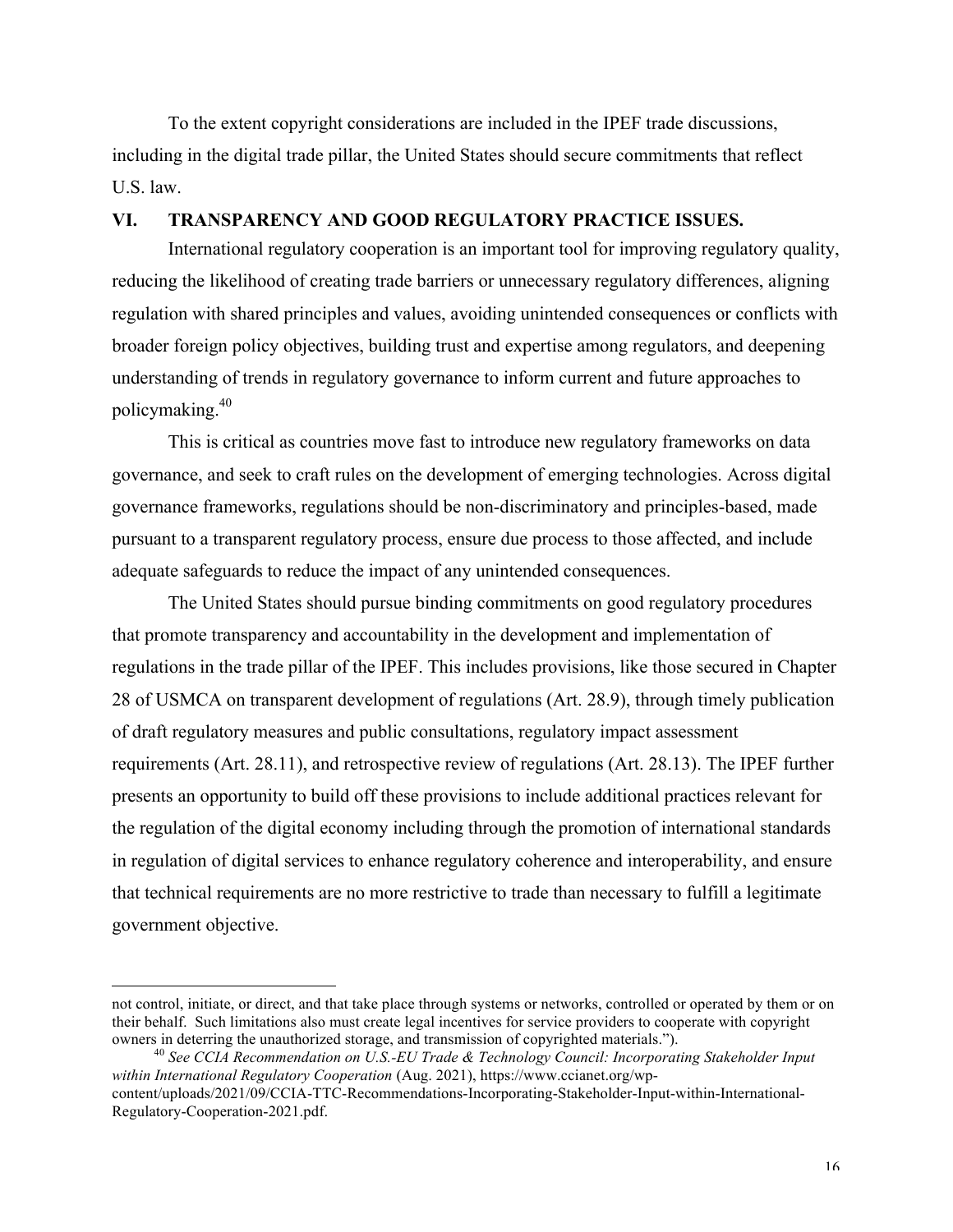To the extent copyright considerations are included in the IPEF trade discussions, including in the digital trade pillar, the United States should secure commitments that reflect U.S. law.

## VI. TRANSPARENCY AND GOOD REGULATORY PRACTICE ISSUES.

International regulatory cooperation is an important tool for improving regulatory quality, reducing the likelihood of creating trade barriers or unnecessary regulatory differences, aligning regulation with shared principles and values, avoiding unintended consequences or conflicts with broader foreign policy objectives, building trust and expertise among regulators, and deepening understanding of trends in regulatory governance to inform current and future approaches to policymaking.[40]

This is critical as countries move fast to introduce new regulatory frameworks on data governance, and seek to craft rules on the development of emerging technologies. Across digital governance frameworks, regulations should be non-discriminatory and principles-based, made pursuant to a transparent regulatory process, ensure due process to those affected, and include adequate safeguards to reduce the impact of any unintended consequences.

The United States should pursue binding commitments on good regulatory procedures that promote transparency and accountability in the development and implementation of regulations in the trade pillar of the IPEF. This includes provisions, like those secured in Chapter 28 of USMCA on transparent development of regulations (Art. 28.9), through timely publication of draft regulatory measures and public consultations, regulatory impact assessment requirements (Art. 28.11), and retrospective review of regulations (Art. 28.13). The IPEF further presents an opportunity to build off these provisions to include additional practices relevant for the regulation of the digital economy including through the promotion of international standards in regulation of digital services to enhance regulatory coherence and interoperability, and ensure that technical requirements are no more restrictive to trade than necessary to fulfill a legitimate government objective.

---

not control, initiate, or direct, and that take place through systems or networks, controlled or operated by them or on their behalf. Such limitations also must create legal incentives for service providers to cooperate with copyright owners in deterring the unauthorized storage, and transmission of copyrighted materials.").

[40] *See CCIA Recommendation on U.S.-EU Trade & Technology Council: Incorporating Stakeholder Input within International Regulatory Cooperation* (Aug. 2021), https://www.ccianet.org/wp-content/uploads/2021/09/CCIA-TTC-Recommendations-Incorporating-Stakeholder-Input-within-International-Regulatory-Cooperation-2021.pdf.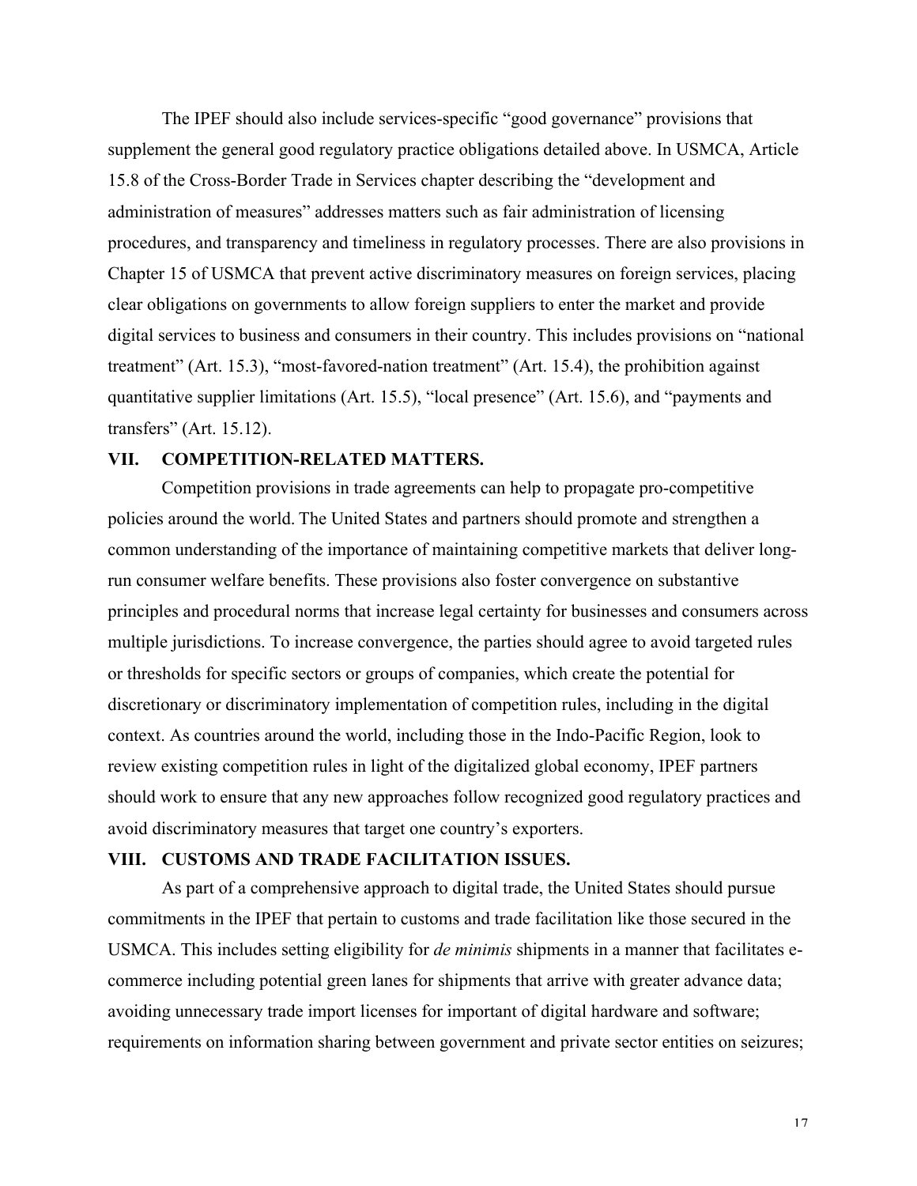The IPEF should also include services-specific "good governance" provisions that supplement the general good regulatory practice obligations detailed above. In USMCA, Article 15.8 of the Cross-Border Trade in Services chapter describing the "development and administration of measures" addresses matters such as fair administration of licensing procedures, and transparency and timeliness in regulatory processes. There are also provisions in Chapter 15 of USMCA that prevent active discriminatory measures on foreign services, placing clear obligations on governments to allow foreign suppliers to enter the market and provide digital services to business and consumers in their country. This includes provisions on "national treatment" (Art. 15.3), "most-favored-nation treatment" (Art. 15.4), the prohibition against quantitative supplier limitations (Art. 15.5), "local presence" (Art. 15.6), and "payments and transfers" (Art. 15.12).

## VII. COMPETITION-RELATED MATTERS.

Competition provisions in trade agreements can help to propagate pro-competitive policies around the world. The United States and partners should promote and strengthen a common understanding of the importance of maintaining competitive markets that deliver long-run consumer welfare benefits. These provisions also foster convergence on substantive principles and procedural norms that increase legal certainty for businesses and consumers across multiple jurisdictions. To increase convergence, the parties should agree to avoid targeted rules or thresholds for specific sectors or groups of companies, which create the potential for discretionary or discriminatory implementation of competition rules, including in the digital context. As countries around the world, including those in the Indo-Pacific Region, look to review existing competition rules in light of the digitalized global economy, IPEF partners should work to ensure that any new approaches follow recognized good regulatory practices and avoid discriminatory measures that target one country's exporters.

## VIII. CUSTOMS AND TRADE FACILITATION ISSUES.

As part of a comprehensive approach to digital trade, the United States should pursue commitments in the IPEF that pertain to customs and trade facilitation like those secured in the USMCA. This includes setting eligibility for *de minimis* shipments in a manner that facilitates e-commerce including potential green lanes for shipments that arrive with greater advance data; avoiding unnecessary trade import licenses for important of digital hardware and software; requirements on information sharing between government and private sector entities on seizures;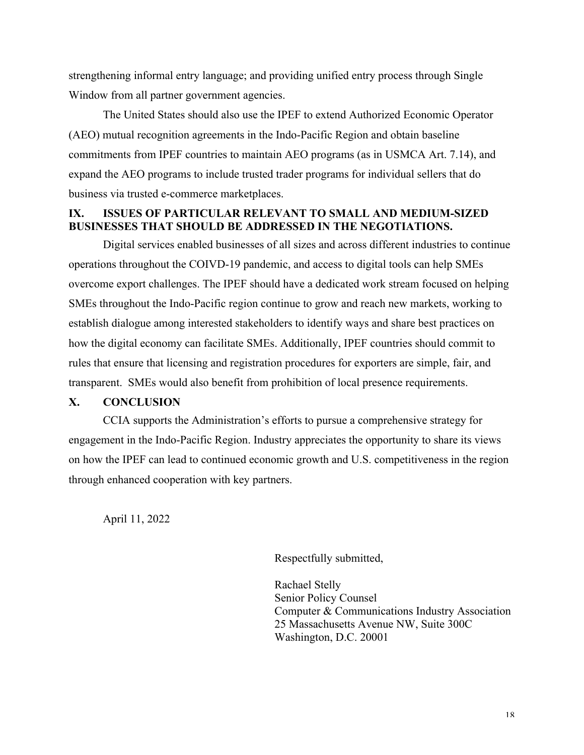strengthening informal entry language; and providing unified entry process through Single Window from all partner government agencies.

The United States should also use the IPEF to extend Authorized Economic Operator (AEO) mutual recognition agreements in the Indo-Pacific Region and obtain baseline commitments from IPEF countries to maintain AEO programs (as in USMCA Art. 7.14), and expand the AEO programs to include trusted trader programs for individual sellers that do business via trusted e-commerce marketplaces.

## IX. ISSUES OF PARTICULAR RELEVANT TO SMALL AND MEDIUM-SIZED BUSINESSES THAT SHOULD BE ADDRESSED IN THE NEGOTIATIONS.

Digital services enabled businesses of all sizes and across different industries to continue operations throughout the COIVD-19 pandemic, and access to digital tools can help SMEs overcome export challenges. The IPEF should have a dedicated work stream focused on helping SMEs throughout the Indo-Pacific region continue to grow and reach new markets, working to establish dialogue among interested stakeholders to identify ways and share best practices on how the digital economy can facilitate SMEs. Additionally, IPEF countries should commit to rules that ensure that licensing and registration procedures for exporters are simple, fair, and transparent. SMEs would also benefit from prohibition of local presence requirements.

## X. CONCLUSION

CCIA supports the Administration's efforts to pursue a comprehensive strategy for engagement in the Indo-Pacific Region. Industry appreciates the opportunity to share its views on how the IPEF can lead to continued economic growth and U.S. competitiveness in the region through enhanced cooperation with key partners.

April 11, 2022

Respectfully submitted,

Rachael Stelly
Senior Policy Counsel
Computer & Communications Industry Association
25 Massachusetts Avenue NW, Suite 300C
Washington, D.C. 20001